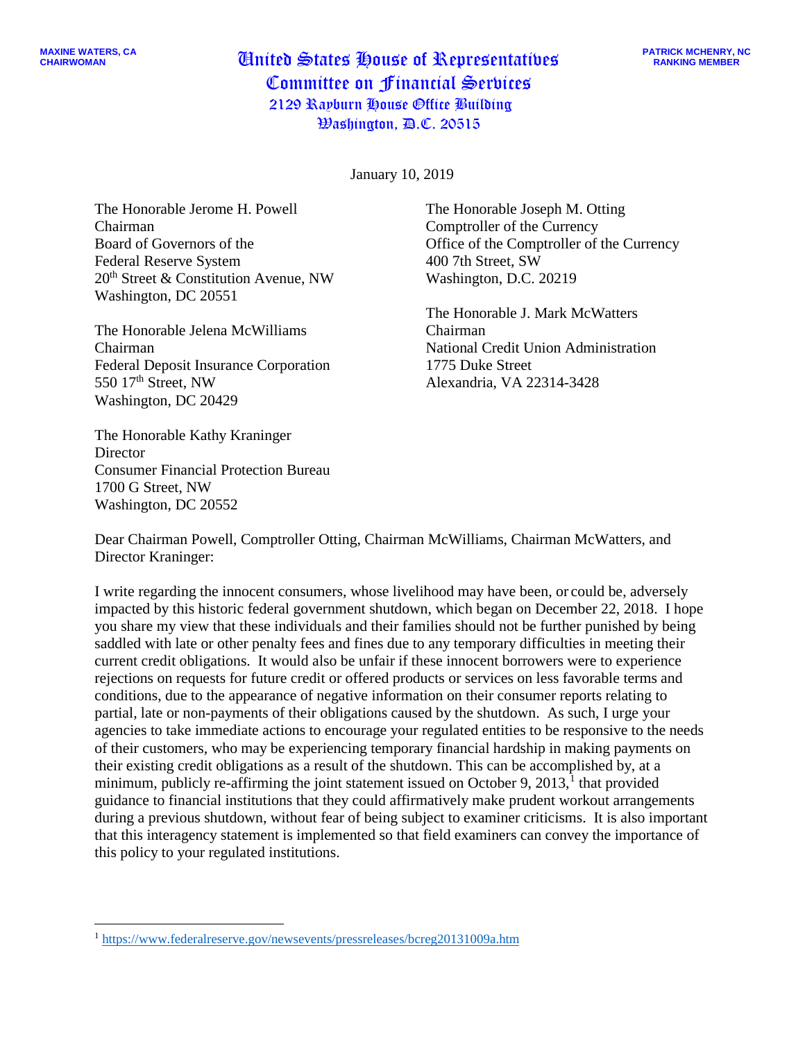MAXINE WATERS, CA
CHAIRWOMAN

# United States House of Representatives
## Committee on Financial Services
2129 Rayburn House Office Building
Washington, D.C. 20515

PATRICK MCHENRY, NC
RANKING MEMBER

January 10, 2019

The Honorable Jerome H. Powell
Chairman
Board of Governors of the
Federal Reserve System
20th Street & Constitution Avenue, NW
Washington, DC 20551

The Honorable Jelena McWilliams
Chairman
Federal Deposit Insurance Corporation
550 17th Street, NW
Washington, DC 20429

The Honorable Kathy Kraninger
Director
Consumer Financial Protection Bureau
1700 G Street, NW
Washington, DC 20552

The Honorable Joseph M. Otting
Comptroller of the Currency
Office of the Comptroller of the Currency
400 7th Street, SW
Washington, D.C. 20219

The Honorable J. Mark McWatters
Chairman
National Credit Union Administration
1775 Duke Street
Alexandria, VA 22314-3428

Dear Chairman Powell, Comptroller Otting, Chairman McWilliams, Chairman McWatters, and Director Kraninger:

I write regarding the innocent consumers, whose livelihood may have been, or could be, adversely impacted by this historic federal government shutdown, which began on December 22, 2018. I hope you share my view that these individuals and their families should not be further punished by being saddled with late or other penalty fees and fines due to any temporary difficulties in meeting their current credit obligations. It would also be unfair if these innocent borrowers were to experience rejections on requests for future credit or offered products or services on less favorable terms and conditions, due to the appearance of negative information on their consumer reports relating to partial, late or non-payments of their obligations caused by the shutdown. As such, I urge your agencies to take immediate actions to encourage your regulated entities to be responsive to the needs of their customers, who may be experiencing temporary financial hardship in making payments on their existing credit obligations as a result of the shutdown. This can be accomplished by, at a minimum, publicly re-affirming the joint statement issued on October 9, 2013,[1] that provided guidance to financial institutions that they could affirmatively make prudent workout arrangements during a previous shutdown, without fear of being subject to examiner criticisms. It is also important that this interagency statement is implemented so that field examiners can convey the importance of this policy to your regulated institutions.

---

[1] https://www.federalreserve.gov/newsevents/pressreleases/bcreg20131009a.htm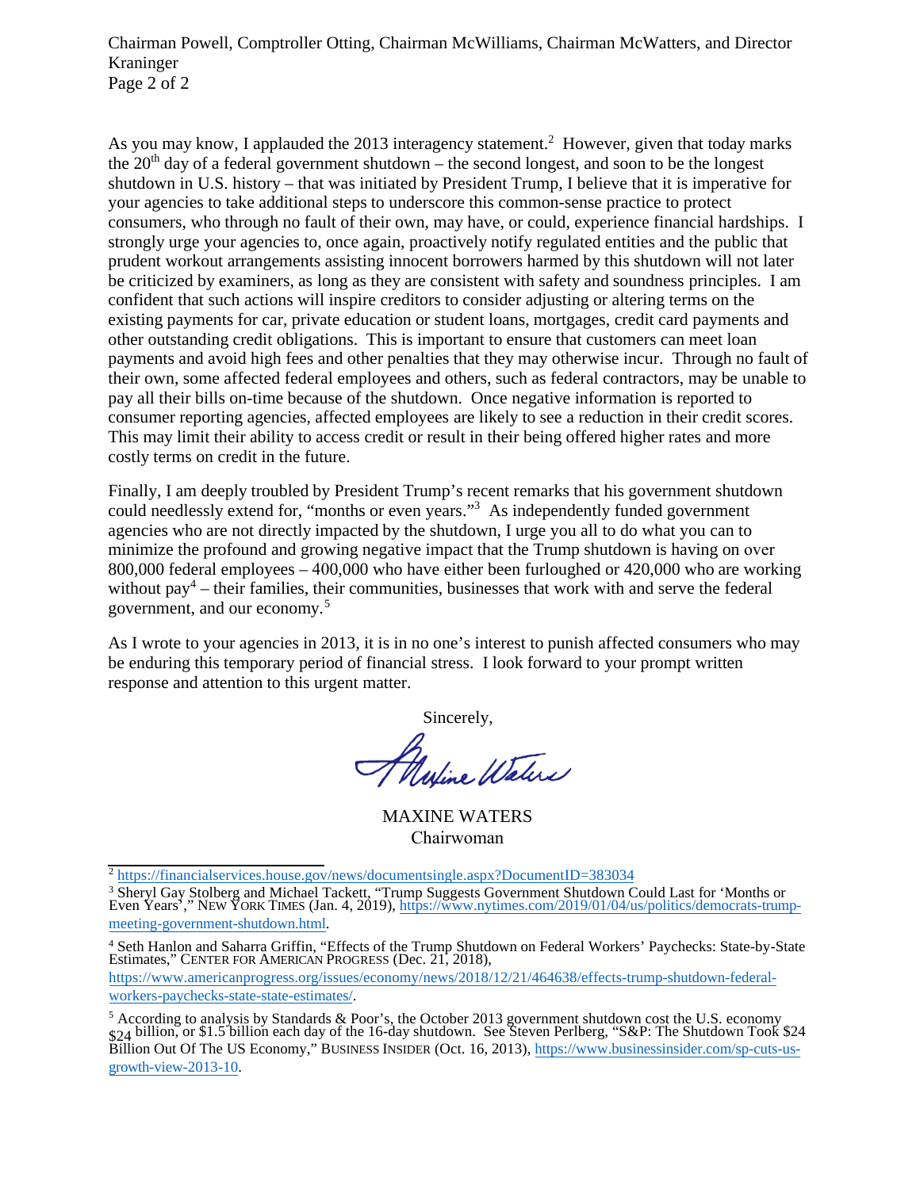As you may know, I applauded the 2013 interagency statement.[2] However, given that today marks the 20th day of a federal government shutdown – the second longest, and soon to be the longest shutdown in U.S. history – that was initiated by President Trump, I believe that it is imperative for your agencies to take additional steps to underscore this common-sense practice to protect consumers, who through no fault of their own, may have, or could, experience financial hardships. I strongly urge your agencies to, once again, proactively notify regulated entities and the public that prudent workout arrangements assisting innocent borrowers harmed by this shutdown will not later be criticized by examiners, as long as they are consistent with safety and soundness principles. I am confident that such actions will inspire creditors to consider adjusting or altering terms on the existing payments for car, private education or student loans, mortgages, credit card payments and other outstanding credit obligations. This is important to ensure that customers can meet loan payments and avoid high fees and other penalties that they may otherwise incur. Through no fault of their own, some affected federal employees and others, such as federal contractors, may be unable to pay all their bills on-time because of the shutdown. Once negative information is reported to consumer reporting agencies, affected employees are likely to see a reduction in their credit scores. This may limit their ability to access credit or result in their being offered higher rates and more costly terms on credit in the future.

Finally, I am deeply troubled by President Trump's recent remarks that his government shutdown could needlessly extend for, "months or even years."[3] As independently funded government agencies who are not directly impacted by the shutdown, I urge you all to do what you can to minimize the profound and growing negative impact that the Trump shutdown is having on over 800,000 federal employees – 400,000 who have either been furloughed or 420,000 who are working without pay[4] – their families, their communities, businesses that work with and serve the federal government, and our economy.[5]

As I wrote to your agencies in 2013, it is in no one's interest to punish affected consumers who may be enduring this temporary period of financial stress. I look forward to your prompt written response and attention to this urgent matter.

Sincerely,

MAXINE WATERS
Chairwoman

---

[2] https://financialservices.house.gov/news/documentsingle.aspx?DocumentID=383034

[3] Sheryl Gay Stolberg and Michael Tackett, "Trump Suggests Government Shutdown Could Last for 'Months or Even Years'," NEW YORK TIMES (Jan. 4, 2019), https://www.nytimes.com/2019/01/04/us/politics/democrats-trump-meeting-government-shutdown.html.

[4] Seth Hanlon and Saharra Griffin, "Effects of the Trump Shutdown on Federal Workers' Paychecks: State-by-State Estimates," CENTER FOR AMERICAN PROGRESS (Dec. 21, 2018), https://www.americanprogress.org/issues/economy/news/2018/12/21/464638/effects-trump-shutdown-federal-workers-paychecks-state-state-estimates/.

[5] According to analysis by Standards & Poor's, the October 2013 government shutdown cost the U.S. economy $24 billion, or $1.5 billion each day of the 16-day shutdown. See Steven Perlberg, "S&P: The Shutdown Took $24 Billion Out Of The US Economy," BUSINESS INSIDER (Oct. 16, 2013), https://www.businessinsider.com/sp-cuts-us-growth-view-2013-10.